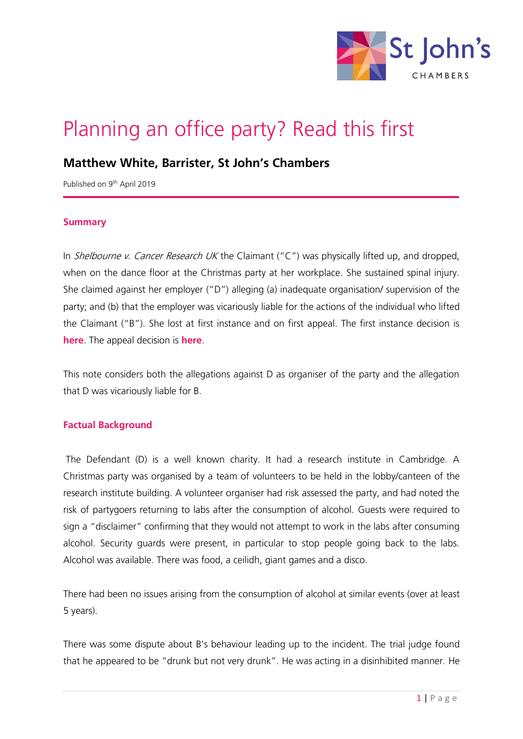# Planning an office party? Read this first

## Matthew White, Barrister, St John's Chambers

Published on 9th April 2019

### Summary

In *Shelbourne v. Cancer Research UK* the Claimant ("C") was physically lifted up, and dropped, when on the dance floor at the Christmas party at her workplace. She sustained spinal injury. She claimed against her employer ("D") alleging (a) inadequate organisation/ supervision of the party; and (b) that the employer was vicariously liable for the actions of the individual who lifted the Claimant ("B"). She lost at first instance and on first appeal. The first instance decision is **here**. The appeal decision is **here**.

This note considers both the allegations against D as organiser of the party and the allegation that D was vicariously liable for B.

### Factual Background

The Defendant (D) is a well known charity. It had a research institute in Cambridge. A Christmas party was organised by a team of volunteers to be held in the lobby/canteen of the research institute building. A volunteer organiser had risk assessed the party, and had noted the risk of partygoers returning to labs after the consumption of alcohol. Guests were required to sign a "disclaimer" confirming that they would not attempt to work in the labs after consuming alcohol. Security guards were present, in particular to stop people going back to the labs. Alcohol was available. There was food, a ceilidh, giant games and a disco.

There had been no issues arising from the consumption of alcohol at similar events (over at least 5 years).

There was some dispute about B's behaviour leading up to the incident. The trial judge found that he appeared to be "drunk but not very drunk". He was acting in a disinhibited manner. He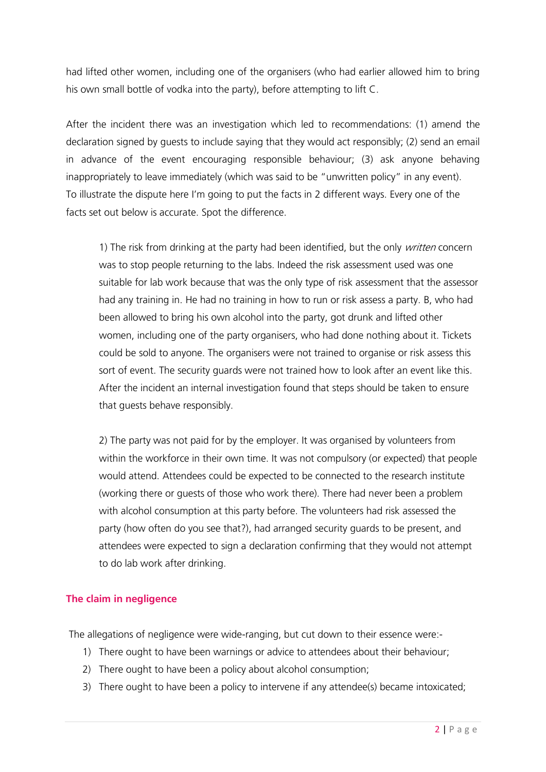had lifted other women, including one of the organisers (who had earlier allowed him to bring his own small bottle of vodka into the party), before attempting to lift C.

After the incident there was an investigation which led to recommendations: (1) amend the declaration signed by guests to include saying that they would act responsibly; (2) send an email in advance of the event encouraging responsible behaviour; (3) ask anyone behaving inappropriately to leave immediately (which was said to be "unwritten policy" in any event).
To illustrate the dispute here I'm going to put the facts in 2 different ways. Every one of the facts set out below is accurate. Spot the difference.

> 1) The risk from drinking at the party had been identified, but the only *written* concern was to stop people returning to the labs. Indeed the risk assessment used was one suitable for lab work because that was the only type of risk assessment that the assessor had any training in. He had no training in how to run or risk assess a party. B, who had been allowed to bring his own alcohol into the party, got drunk and lifted other women, including one of the party organisers, who had done nothing about it. Tickets could be sold to anyone. The organisers were not trained to organise or risk assess this sort of event. The security guards were not trained how to look after an event like this. After the incident an internal investigation found that steps should be taken to ensure that guests behave responsibly.
>
> 2) The party was not paid for by the employer. It was organised by volunteers from within the workforce in their own time. It was not compulsory (or expected) that people would attend. Attendees could be expected to be connected to the research institute (working there or guests of those who work there). There had never been a problem with alcohol consumption at this party before. The volunteers had risk assessed the party (how often do you see that?), had arranged security guards to be present, and attendees were expected to sign a declaration confirming that they would not attempt to do lab work after drinking.

## The claim in negligence

The allegations of negligence were wide-ranging, but cut down to their essence were:-

1) There ought to have been warnings or advice to attendees about their behaviour;
2) There ought to have been a policy about alcohol consumption;
3) There ought to have been a policy to intervene if any attendee(s) became intoxicated;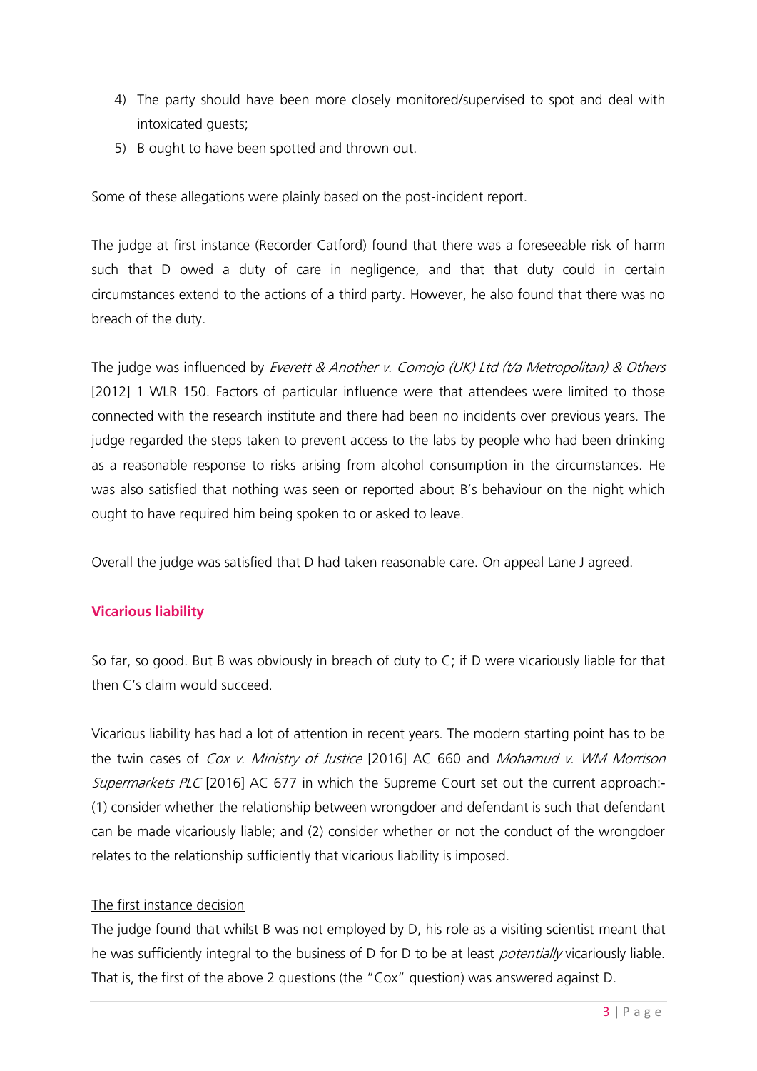4) The party should have been more closely monitored/supervised to spot and deal with intoxicated guests;
5) B ought to have been spotted and thrown out.

Some of these allegations were plainly based on the post-incident report.

The judge at first instance (Recorder Catford) found that there was a foreseeable risk of harm such that D owed a duty of care in negligence, and that that duty could in certain circumstances extend to the actions of a third party. However, he also found that there was no breach of the duty.

The judge was influenced by *Everett & Another v. Comojo (UK) Ltd (t/a Metropolitan) & Others* [2012] 1 WLR 150. Factors of particular influence were that attendees were limited to those connected with the research institute and there had been no incidents over previous years. The judge regarded the steps taken to prevent access to the labs by people who had been drinking as a reasonable response to risks arising from alcohol consumption in the circumstances. He was also satisfied that nothing was seen or reported about B's behaviour on the night which ought to have required him being spoken to or asked to leave.

Overall the judge was satisfied that D had taken reasonable care. On appeal Lane J agreed.

## Vicarious liability

So far, so good. But B was obviously in breach of duty to C; if D were vicariously liable for that then C's claim would succeed.

Vicarious liability has had a lot of attention in recent years. The modern starting point has to be the twin cases of *Cox v. Ministry of Justice* [2016] AC 660 and *Mohamud v. WM Morrison Supermarkets PLC* [2016] AC 677 in which the Supreme Court set out the current approach:- (1) consider whether the relationship between wrongdoer and defendant is such that defendant can be made vicariously liable; and (2) consider whether or not the conduct of the wrongdoer relates to the relationship sufficiently that vicarious liability is imposed.

<u>The first instance decision</u>

The judge found that whilst B was not employed by D, his role as a visiting scientist meant that he was sufficiently integral to the business of D for D to be at least *potentially* vicariously liable. That is, the first of the above 2 questions (the "Cox" question) was answered against D.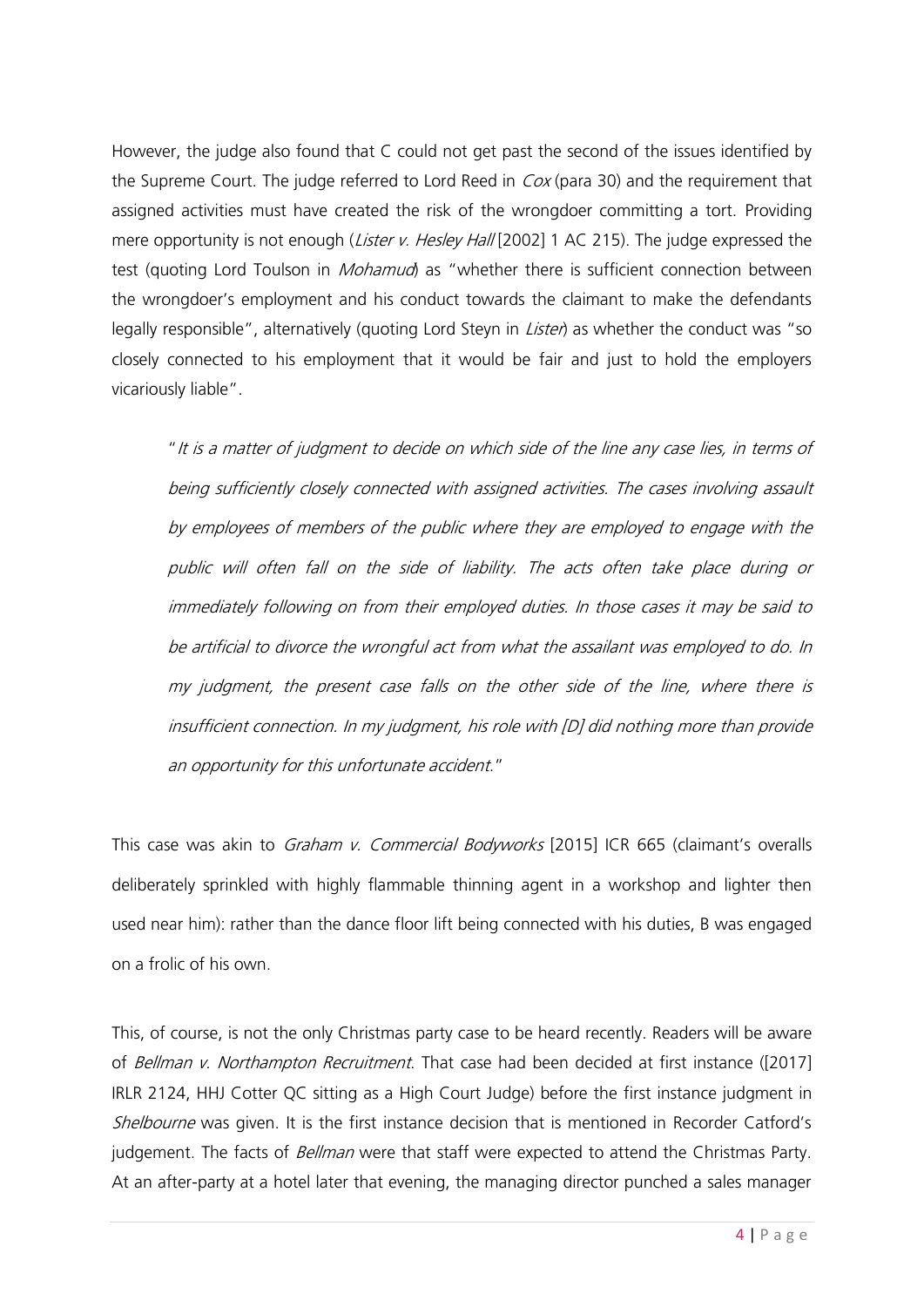However, the judge also found that C could not get past the second of the issues identified by the Supreme Court. The judge referred to Lord Reed in *Cox* (para 30) and the requirement that assigned activities must have created the risk of the wrongdoer committing a tort. Providing mere opportunity is not enough (*Lister v. Hesley Hall* [2002] 1 AC 215). The judge expressed the test (quoting Lord Toulson in *Mohamud*) as "whether there is sufficient connection between the wrongdoer's employment and his conduct towards the claimant to make the defendants legally responsible", alternatively (quoting Lord Steyn in *Lister*) as whether the conduct was "so closely connected to his employment that it would be fair and just to hold the employers vicariously liable".

> "*It is a matter of judgment to decide on which side of the line any case lies, in terms of being sufficiently closely connected with assigned activities. The cases involving assault by employees of members of the public where they are employed to engage with the public will often fall on the side of liability. The acts often take place during or immediately following on from their employed duties. In those cases it may be said to be artificial to divorce the wrongful act from what the assailant was employed to do. In my judgment, the present case falls on the other side of the line, where there is insufficient connection. In my judgment, his role with [D] did nothing more than provide an opportunity for this unfortunate accident.*"

This case was akin to *Graham v. Commercial Bodyworks* [2015] ICR 665 (claimant's overalls deliberately sprinkled with highly flammable thinning agent in a workshop and lighter then used near him): rather than the dance floor lift being connected with his duties, B was engaged on a frolic of his own.

This, of course, is not the only Christmas party case to be heard recently. Readers will be aware of *Bellman v. Northampton Recruitment*. That case had been decided at first instance ([2017] IRLR 2124, HHJ Cotter QC sitting as a High Court Judge) before the first instance judgment in *Shelbourne* was given. It is the first instance decision that is mentioned in Recorder Catford's judgement. The facts of *Bellman* were that staff were expected to attend the Christmas Party. At an after-party at a hotel later that evening, the managing director punched a sales manager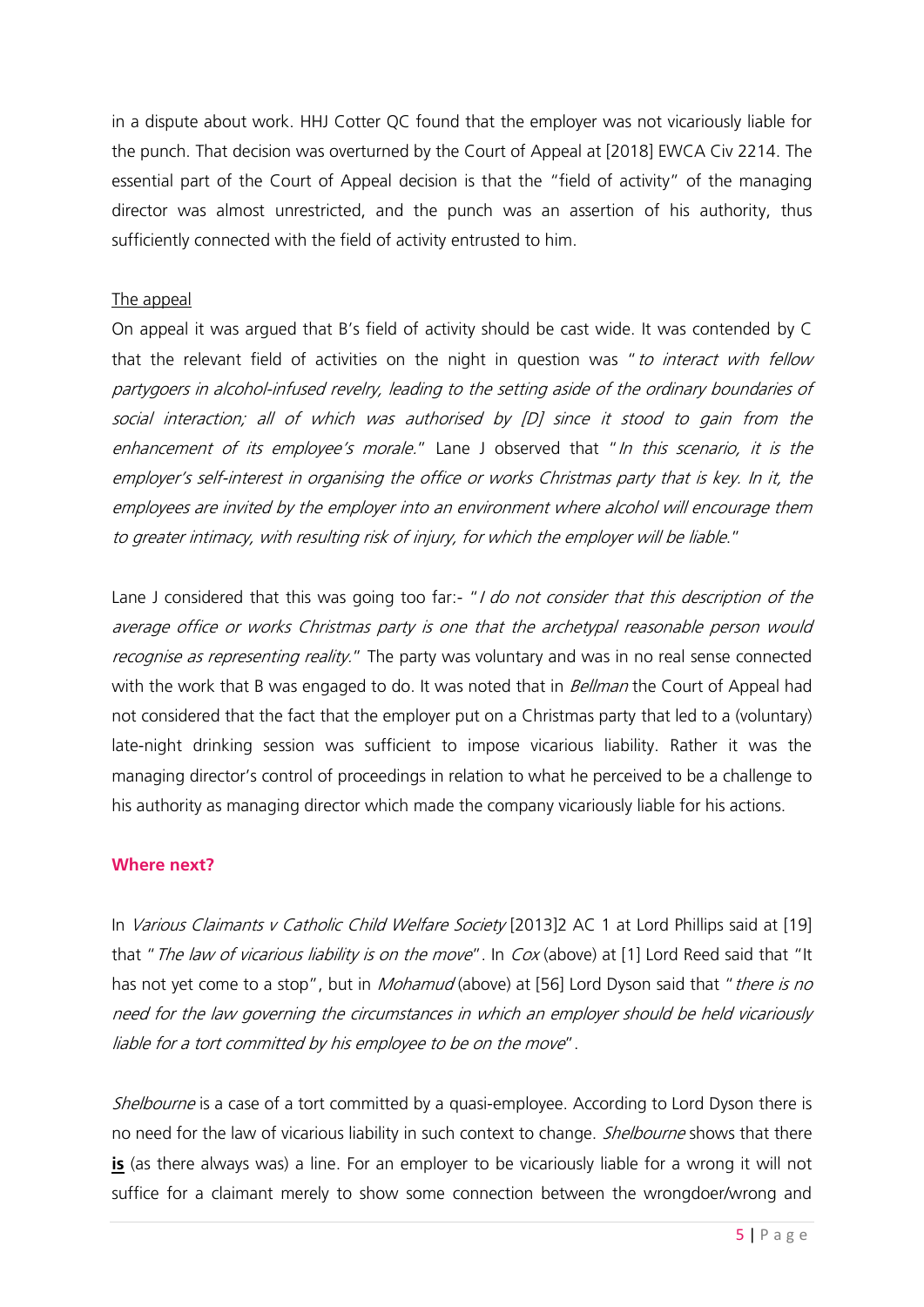in a dispute about work. HHJ Cotter QC found that the employer was not vicariously liable for the punch. That decision was overturned by the Court of Appeal at [2018] EWCA Civ 2214. The essential part of the Court of Appeal decision is that the "field of activity" of the managing director was almost unrestricted, and the punch was an assertion of his authority, thus sufficiently connected with the field of activity entrusted to him.

<u>The appeal</u>

On appeal it was argued that B's field of activity should be cast wide. It was contended by C that the relevant field of activities on the night in question was "*to interact with fellow partygoers in alcohol-infused revelry, leading to the setting aside of the ordinary boundaries of social interaction; all of which was authorised by [D] since it stood to gain from the enhancement of its employee's morale.*" Lane J observed that "*In this scenario, it is the employer's self-interest in organising the office or works Christmas party that is key. In it, the employees are invited by the employer into an environment where alcohol will encourage them to greater intimacy, with resulting risk of injury, for which the employer will be liable.*"

Lane J considered that this was going too far:- "*I do not consider that this description of the average office or works Christmas party is one that the archetypal reasonable person would recognise as representing reality.*" The party was voluntary and was in no real sense connected with the work that B was engaged to do. It was noted that in *Bellman* the Court of Appeal had not considered that the fact that the employer put on a Christmas party that led to a (voluntary) late-night drinking session was sufficient to impose vicarious liability. Rather it was the managing director's control of proceedings in relation to what he perceived to be a challenge to his authority as managing director which made the company vicariously liable for his actions.

## Where next?

In *Various Claimants v Catholic Child Welfare Society* [2013]2 AC 1 at Lord Phillips said at [19] that "*The law of vicarious liability is on the move*". In *Cox* (above) at [1] Lord Reed said that "It has not yet come to a stop", but in *Mohamud* (above) at [56] Lord Dyson said that "*there is no need for the law governing the circumstances in which an employer should be held vicariously liable for a tort committed by his employee to be on the move*".

*Shelbourne* is a case of a tort committed by a quasi-employee. According to Lord Dyson there is no need for the law of vicarious liability in such context to change. *Shelbourne* shows that there <u>**is**</u> (as there always was) a line. For an employer to be vicariously liable for a wrong it will not suffice for a claimant merely to show some connection between the wrongdoer/wrong and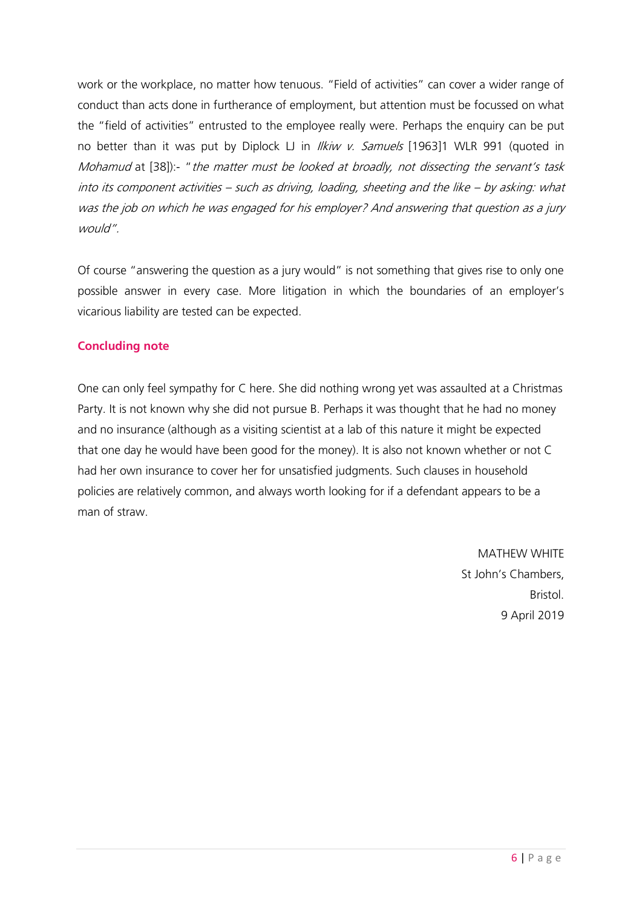work or the workplace, no matter how tenuous. "Field of activities" can cover a wider range of conduct than acts done in furtherance of employment, but attention must be focussed on what the "field of activities" entrusted to the employee really were. Perhaps the enquiry can be put no better than it was put by Diplock LJ in *Ilkiw v. Samuels* [1963]1 WLR 991 (quoted in *Mohamud* at [38]):- "*the matter must be looked at broadly, not dissecting the servant's task into its component activities – such as driving, loading, sheeting and the like – by asking: what was the job on which he was engaged for his employer? And answering that question as a jury would*".

Of course "answering the question as a jury would" is not something that gives rise to only one possible answer in every case. More litigation in which the boundaries of an employer's vicarious liability are tested can be expected.

## Concluding note

One can only feel sympathy for C here. She did nothing wrong yet was assaulted at a Christmas Party. It is not known why she did not pursue B. Perhaps it was thought that he had no money and no insurance (although as a visiting scientist at a lab of this nature it might be expected that one day he would have been good for the money). It is also not known whether or not C had her own insurance to cover her for unsatisfied judgments. Such clauses in household policies are relatively common, and always worth looking for if a defendant appears to be a man of straw.

MATHEW WHITE
St John's Chambers,
Bristol.
9 April 2019